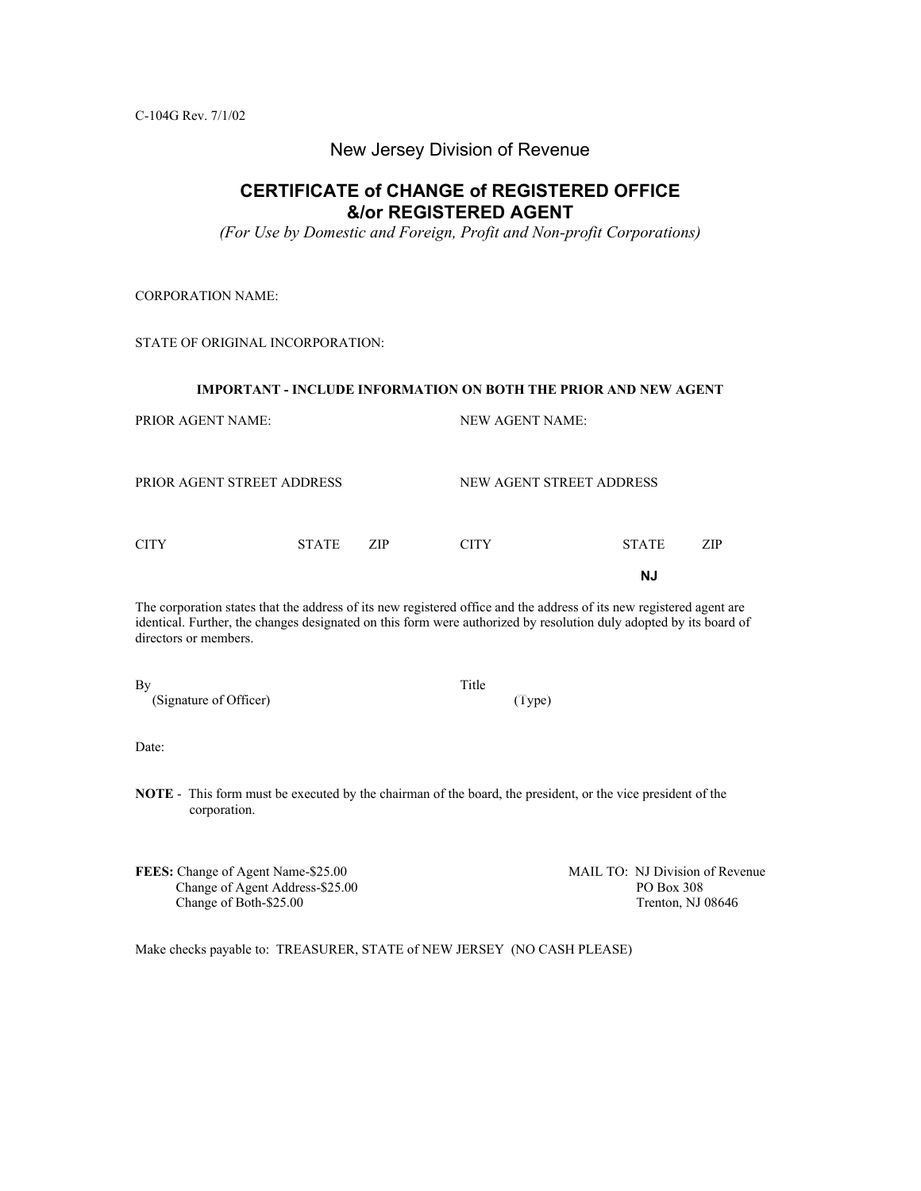C-104G Rev. 7/1/02

New Jersey Division of Revenue

# CERTIFICATE of CHANGE of REGISTERED OFFICE &/or REGISTERED AGENT

*(For Use by Domestic and Foreign, Profit and Non-profit Corporations)*

CORPORATION NAME:

STATE OF ORIGINAL INCORPORATION:

**IMPORTANT - INCLUDE INFORMATION ON BOTH THE PRIOR AND NEW AGENT**

PRIOR AGENT NAME:

NEW AGENT NAME:

PRIOR AGENT STREET ADDRESS

NEW AGENT STREET ADDRESS

CITY STATE ZIP

CITY STATE ZIP

**NJ**

The corporation states that the address of its new registered office and the address of its new registered agent are identical. Further, the changes designated on this form were authorized by resolution duly adopted by its board of directors or members.

By
(Signature of Officer)

Title
(Type)

Date:

**NOTE** - This form must be executed by the chairman of the board, the president, or the vice president of the corporation.

**FEES:** Change of Agent Name-$25.00
Change of Agent Address-$25.00
Change of Both-$25.00

MAIL TO: NJ Division of Revenue
PO Box 308
Trenton, NJ 08646

Make checks payable to: TREASURER, STATE of NEW JERSEY (NO CASH PLEASE)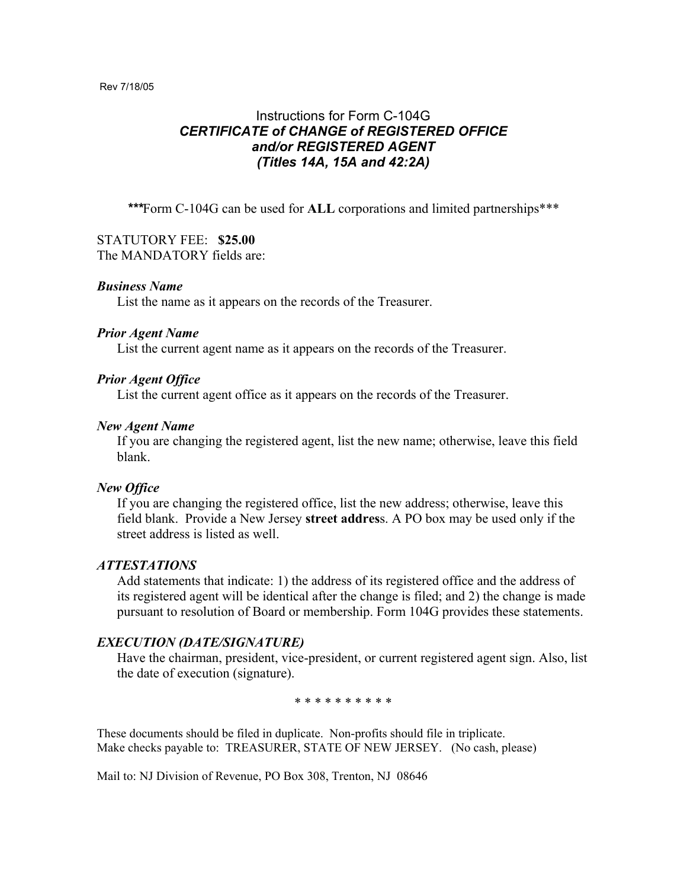Rev 7/18/05

# Instructions for Form C-104G
## *CERTIFICATE of CHANGE of REGISTERED OFFICE and/or REGISTERED AGENT (Titles 14A, 15A and 42:2A)*

***Form C-104G can be used for **ALL** corporations and limited partnerships***

STATUTORY FEE: **$25.00**
The MANDATORY fields are:

***Business Name***
List the name as it appears on the records of the Treasurer.

***Prior Agent Name***
List the current agent name as it appears on the records of the Treasurer.

***Prior Agent Office***
List the current agent office as it appears on the records of the Treasurer.

***New Agent Name***
If you are changing the registered agent, list the new name; otherwise, leave this field blank.

***New Office***
If you are changing the registered office, list the new address; otherwise, leave this field blank. Provide a New Jersey **street address**. A PO box may be used only if the street address is listed as well.

***ATTESTATIONS***
Add statements that indicate: 1) the address of its registered office and the address of its registered agent will be identical after the change is filed; and 2) the change is made pursuant to resolution of Board or membership. Form 104G provides these statements.

***EXECUTION (DATE/SIGNATURE)***
Have the chairman, president, vice-president, or current registered agent sign. Also, list the date of execution (signature).

* * * * * * * * * *

These documents should be filed in duplicate. Non-profits should file in triplicate.
Make checks payable to: TREASURER, STATE OF NEW JERSEY. (No cash, please)

Mail to: NJ Division of Revenue, PO Box 308, Trenton, NJ 08646